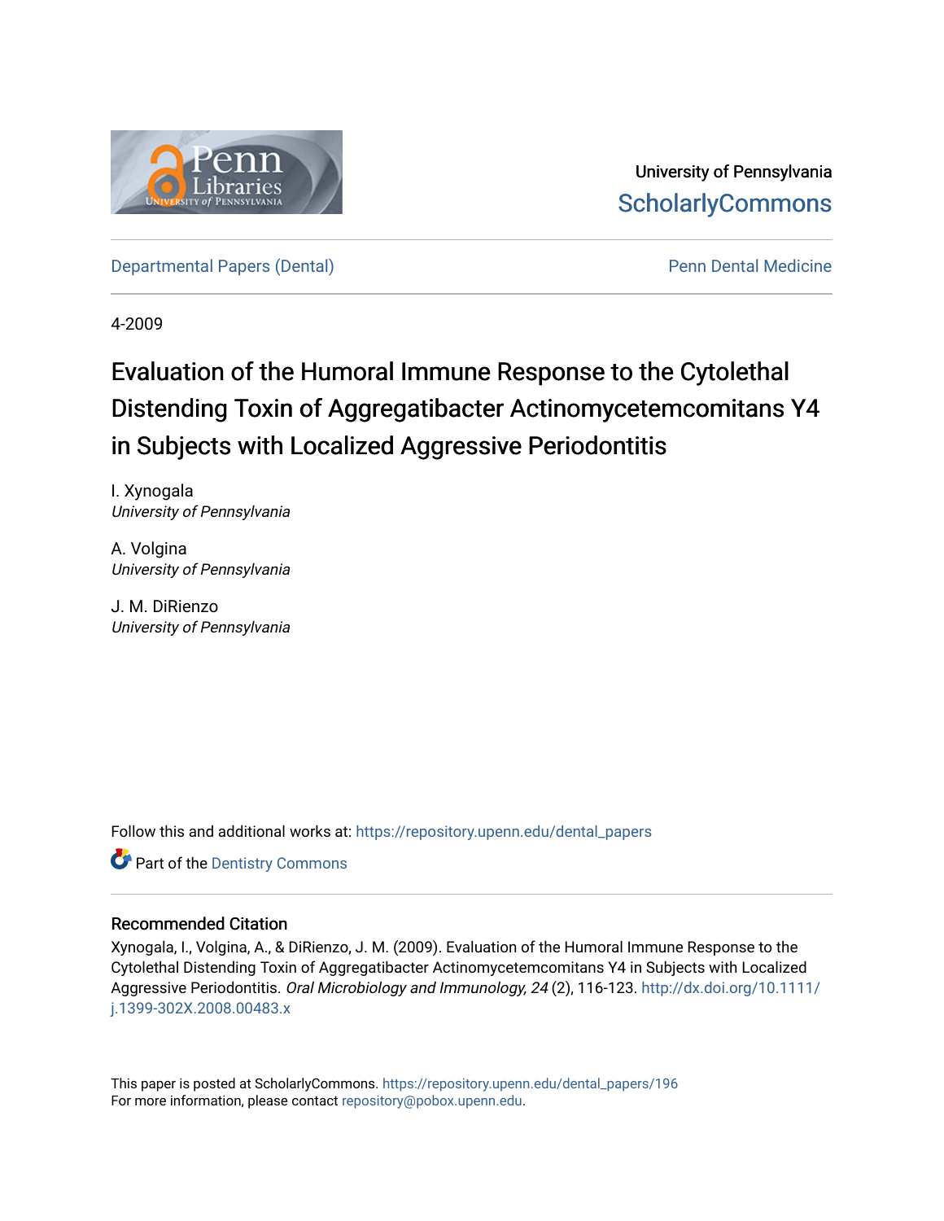University of Pennsylvania
ScholarlyCommons

Departmental Papers (Dental) | Penn Dental Medicine

4-2009

# Evaluation of the Humoral Immune Response to the Cytolethal Distending Toxin of Aggregatibacter Actinomycetemcomitans Y4 in Subjects with Localized Aggressive Periodontitis

I. Xynogala
*University of Pennsylvania*

A. Volgina
*University of Pennsylvania*

J. M. DiRienzo
*University of Pennsylvania*

Follow this and additional works at: https://repository.upenn.edu/dental_papers

Part of the Dentistry Commons

## Recommended Citation

Xynogala, I., Volgina, A., & DiRienzo, J. M. (2009). Evaluation of the Humoral Immune Response to the Cytolethal Distending Toxin of Aggregatibacter Actinomycetemcomitans Y4 in Subjects with Localized Aggressive Periodontitis. *Oral Microbiology and Immunology, 24* (2), 116-123. http://dx.doi.org/10.1111/j.1399-302X.2008.00483.x

This paper is posted at ScholarlyCommons. https://repository.upenn.edu/dental_papers/196
For more information, please contact repository@pobox.upenn.edu.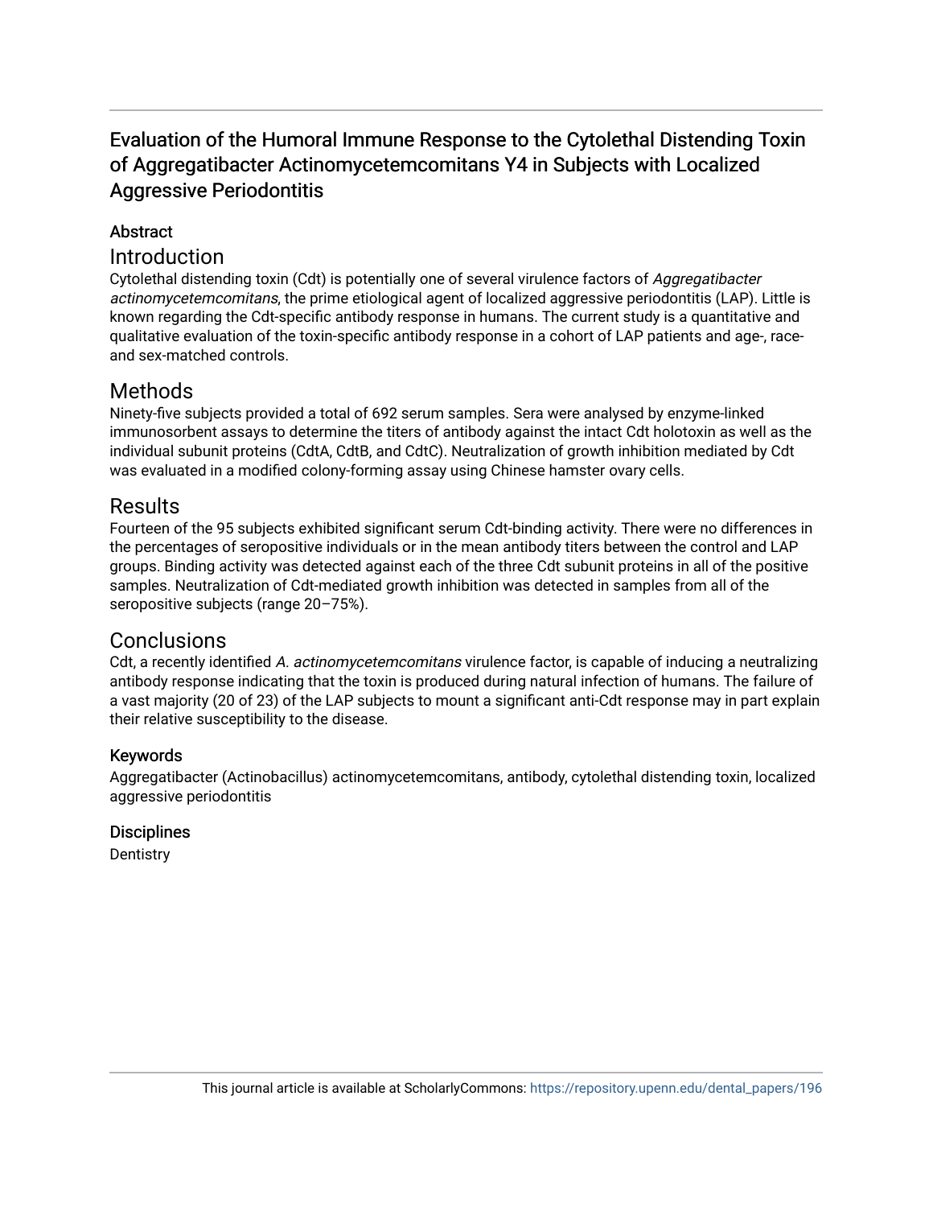# Evaluation of the Humoral Immune Response to the Cytolethal Distending Toxin of Aggregatibacter Actinomycetemcomitans Y4 in Subjects with Localized Aggressive Periodontitis

## Abstract

### Introduction

Cytolethal distending toxin (Cdt) is potentially one of several virulence factors of *Aggregatibacter actinomycetemcomitans*, the prime etiological agent of localized aggressive periodontitis (LAP). Little is known regarding the Cdt-specific antibody response in humans. The current study is a quantitative and qualitative evaluation of the toxin-specific antibody response in a cohort of LAP patients and age-, race- and sex-matched controls.

### Methods

Ninety-five subjects provided a total of 692 serum samples. Sera were analysed by enzyme-linked immunosorbent assays to determine the titers of antibody against the intact Cdt holotoxin as well as the individual subunit proteins (CdtA, CdtB, and CdtC). Neutralization of growth inhibition mediated by Cdt was evaluated in a modified colony-forming assay using Chinese hamster ovary cells.

### Results

Fourteen of the 95 subjects exhibited significant serum Cdt-binding activity. There were no differences in the percentages of seropositive individuals or in the mean antibody titers between the control and LAP groups. Binding activity was detected against each of the three Cdt subunit proteins in all of the positive samples. Neutralization of Cdt-mediated growth inhibition was detected in samples from all of the seropositive subjects (range 20–75%).

### Conclusions

Cdt, a recently identified *A. actinomycetemcomitans* virulence factor, is capable of inducing a neutralizing antibody response indicating that the toxin is produced during natural infection of humans. The failure of a vast majority (20 of 23) of the LAP subjects to mount a significant anti-Cdt response may in part explain their relative susceptibility to the disease.

### Keywords

Aggregatibacter (Actinobacillus) actinomycetemcomitans, antibody, cytolethal distending toxin, localized aggressive periodontitis

### Disciplines

Dentistry

This journal article is available at ScholarlyCommons: https://repository.upenn.edu/dental_papers/196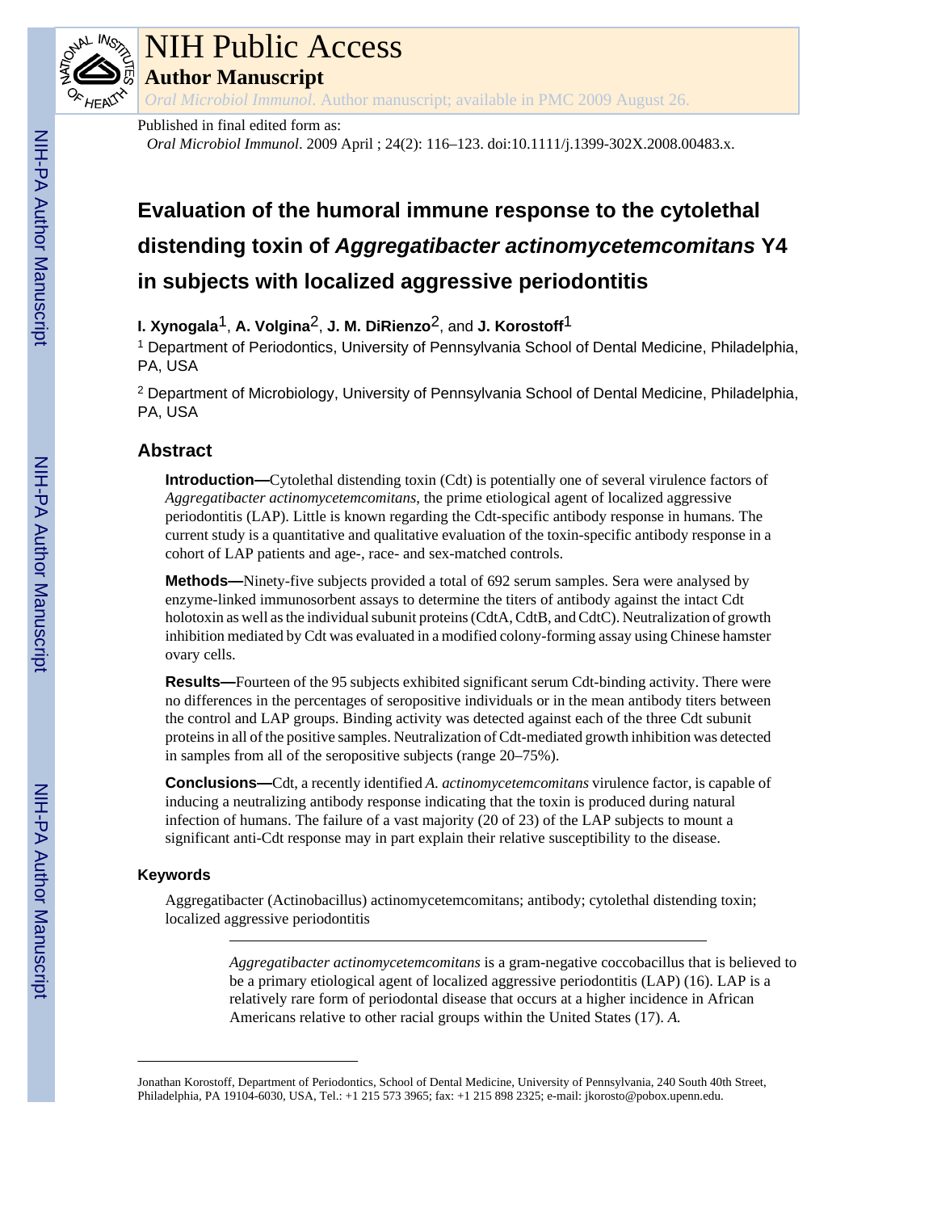# Evaluation of the humoral immune response to the cytolethal distending toxin of *Aggregatibacter actinomycetemcomitans* Y4 in subjects with localized aggressive periodontitis

**I. Xynogala**[1], **A. Volgina**[2], **J. M. DiRienzo**[2], and **J. Korostoff**[1]

[1] Department of Periodontics, University of Pennsylvania School of Dental Medicine, Philadelphia, PA, USA

[2] Department of Microbiology, University of Pennsylvania School of Dental Medicine, Philadelphia, PA, USA

## Abstract

**Introduction—**Cytolethal distending toxin (Cdt) is potentially one of several virulence factors of *Aggregatibacter actinomycetemcomitans*, the prime etiological agent of localized aggressive periodontitis (LAP). Little is known regarding the Cdt-specific antibody response in humans. The current study is a quantitative and qualitative evaluation of the toxin-specific antibody response in a cohort of LAP patients and age-, race- and sex-matched controls.

**Methods—**Ninety-five subjects provided a total of 692 serum samples. Sera were analysed by enzyme-linked immunosorbent assays to determine the titers of antibody against the intact Cdt holotoxin as well as the individual subunit proteins (CdtA, CdtB, and CdtC). Neutralization of growth inhibition mediated by Cdt was evaluated in a modified colony-forming assay using Chinese hamster ovary cells.

**Results—**Fourteen of the 95 subjects exhibited significant serum Cdt-binding activity. There were no differences in the percentages of seropositive individuals or in the mean antibody titers between the control and LAP groups. Binding activity was detected against each of the three Cdt subunit proteins in all of the positive samples. Neutralization of Cdt-mediated growth inhibition was detected in samples from all of the seropositive subjects (range 20–75%).

**Conclusions—**Cdt, a recently identified *A. actinomycetemcomitans* virulence factor, is capable of inducing a neutralizing antibody response indicating that the toxin is produced during natural infection of humans. The failure of a vast majority (20 of 23) of the LAP subjects to mount a significant anti-Cdt response may in part explain their relative susceptibility to the disease.

### Keywords

Aggregatibacter (Actinobacillus) actinomycetemcomitans; antibody; cytolethal distending toxin; localized aggressive periodontitis

*Aggregatibacter actinomycetemcomitans* is a gram-negative coccobacillus that is believed to be a primary etiological agent of localized aggressive periodontitis (LAP) (16). LAP is a relatively rare form of periodontal disease that occurs at a higher incidence in African Americans relative to other racial groups within the United States (17). *A.*

---

Jonathan Korostoff, Department of Periodontics, School of Dental Medicine, University of Pennsylvania, 240 South 40th Street, Philadelphia, PA 19104-6030, USA, Tel.: +1 215 573 3965; fax: +1 215 898 2325; e-mail: jkorosto@pobox.upenn.edu.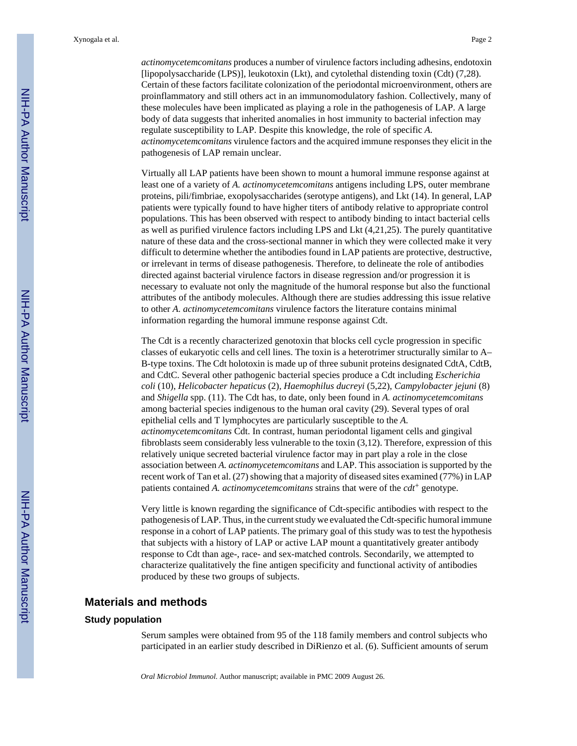*actinomycetemcomitans* produces a number of virulence factors including adhesins, endotoxin [lipopolysaccharide (LPS)], leukotoxin (Lkt), and cytolethal distending toxin (Cdt) (7,28). Certain of these factors facilitate colonization of the periodontal microenvironment, others are proinflammatory and still others act in an immunomodulatory fashion. Collectively, many of these molecules have been implicated as playing a role in the pathogenesis of LAP. A large body of data suggests that inherited anomalies in host immunity to bacterial infection may regulate susceptibility to LAP. Despite this knowledge, the role of specific *A. actinomycetemcomitans* virulence factors and the acquired immune responses they elicit in the pathogenesis of LAP remain unclear.

Virtually all LAP patients have been shown to mount a humoral immune response against at least one of a variety of *A. actinomycetemcomitans* antigens including LPS, outer membrane proteins, pili/fimbriae, exopolysaccharides (serotype antigens), and Lkt (14). In general, LAP patients were typically found to have higher titers of antibody relative to appropriate control populations. This has been observed with respect to antibody binding to intact bacterial cells as well as purified virulence factors including LPS and Lkt (4,21,25). The purely quantitative nature of these data and the cross-sectional manner in which they were collected make it very difficult to determine whether the antibodies found in LAP patients are protective, destructive, or irrelevant in terms of disease pathogenesis. Therefore, to delineate the role of antibodies directed against bacterial virulence factors in disease regression and/or progression it is necessary to evaluate not only the magnitude of the humoral response but also the functional attributes of the antibody molecules. Although there are studies addressing this issue relative to other *A. actinomycetemcomitans* virulence factors the literature contains minimal information regarding the humoral immune response against Cdt.

The Cdt is a recently characterized genotoxin that blocks cell cycle progression in specific classes of eukaryotic cells and cell lines. The toxin is a heterotrimer structurally similar to A–B-type toxins. The Cdt holotoxin is made up of three subunit proteins designated CdtA, CdtB, and CdtC. Several other pathogenic bacterial species produce a Cdt including *Escherichia coli* (10), *Helicobacter hepaticus* (2), *Haemophilus ducreyi* (5,22), *Campylobacter jejuni* (8) and *Shigella* spp. (11). The Cdt has, to date, only been found in *A. actinomycetemcomitans* among bacterial species indigenous to the human oral cavity (29). Several types of oral epithelial cells and T lymphocytes are particularly susceptible to the *A. actinomycetemcomitans* Cdt. In contrast, human periodontal ligament cells and gingival fibroblasts seem considerably less vulnerable to the toxin (3,12). Therefore, expression of this relatively unique secreted bacterial virulence factor may in part play a role in the close association between *A. actinomycetemcomitans* and LAP. This association is supported by the recent work of Tan et al. (27) showing that a majority of diseased sites examined (77%) in LAP patients contained *A. actinomycetemcomitans* strains that were of the $cdt^{+}$ genotype.

Very little is known regarding the significance of Cdt-specific antibodies with respect to the pathogenesis of LAP. Thus, in the current study we evaluated the Cdt-specific humoral immune response in a cohort of LAP patients. The primary goal of this study was to test the hypothesis that subjects with a history of LAP or active LAP mount a quantitatively greater antibody response to Cdt than age-, race- and sex-matched controls. Secondarily, we attempted to characterize qualitatively the fine antigen specificity and functional activity of antibodies produced by these two groups of subjects.

## Materials and methods

### Study population

Serum samples were obtained from 95 of the 118 family members and control subjects who participated in an earlier study described in DiRienzo et al. (6). Sufficient amounts of serum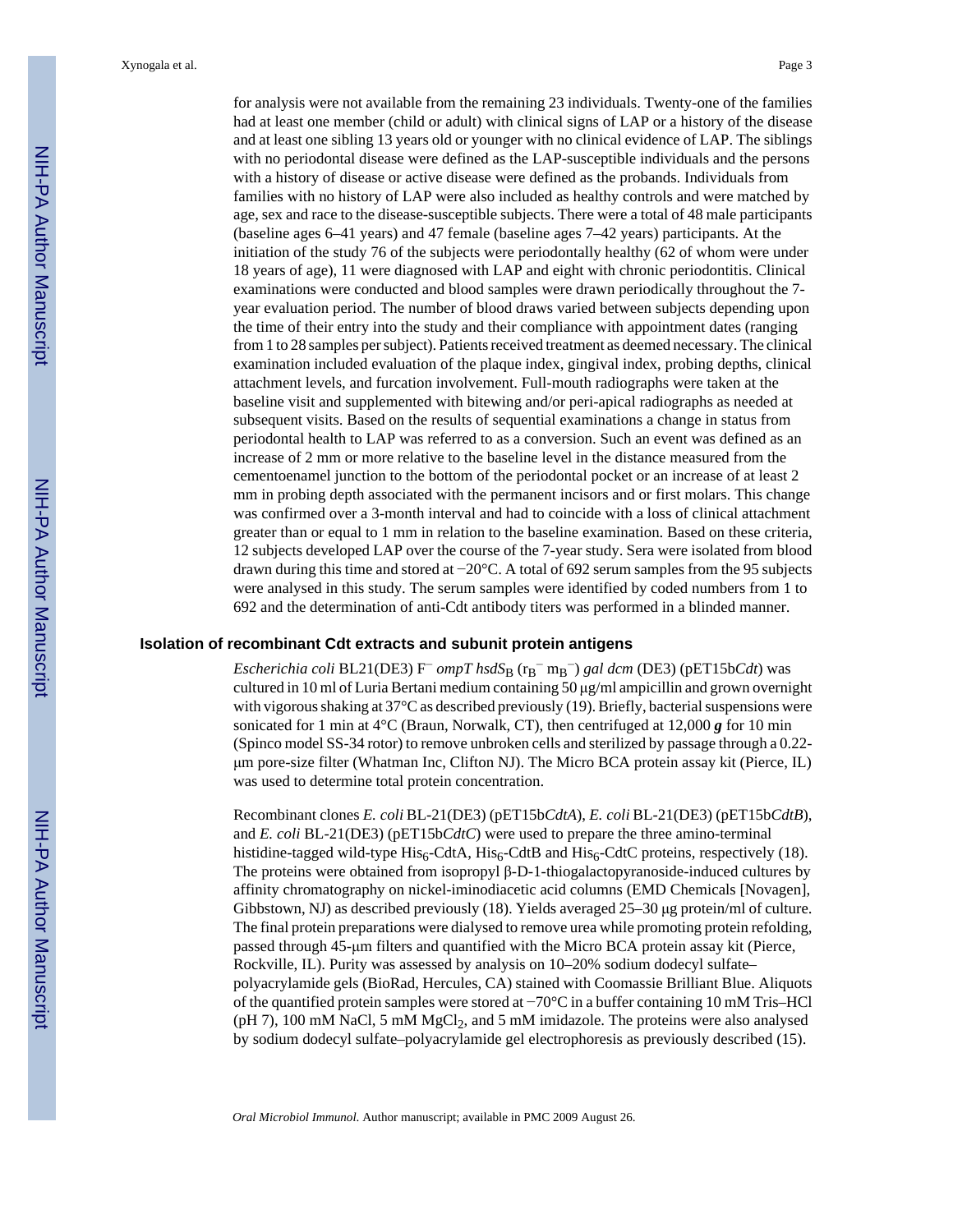for analysis were not available from the remaining 23 individuals. Twenty-one of the families had at least one member (child or adult) with clinical signs of LAP or a history of the disease and at least one sibling 13 years old or younger with no clinical evidence of LAP. The siblings with no periodontal disease were defined as the LAP-susceptible individuals and the persons with a history of disease or active disease were defined as the probands. Individuals from families with no history of LAP were also included as healthy controls and were matched by age, sex and race to the disease-susceptible subjects. There were a total of 48 male participants (baseline ages 6–41 years) and 47 female (baseline ages 7–42 years) participants. At the initiation of the study 76 of the subjects were periodontally healthy (62 of whom were under 18 years of age), 11 were diagnosed with LAP and eight with chronic periodontitis. Clinical examinations were conducted and blood samples were drawn periodically throughout the 7-year evaluation period. The number of blood draws varied between subjects depending upon the time of their entry into the study and their compliance with appointment dates (ranging from 1 to 28 samples per subject). Patients received treatment as deemed necessary. The clinical examination included evaluation of the plaque index, gingival index, probing depths, clinical attachment levels, and furcation involvement. Full-mouth radiographs were taken at the baseline visit and supplemented with bitewing and/or peri-apical radiographs as needed at subsequent visits. Based on the results of sequential examinations a change in status from periodontal health to LAP was referred to as a conversion. Such an event was defined as an increase of 2 mm or more relative to the baseline level in the distance measured from the cementoenamel junction to the bottom of the periodontal pocket or an increase of at least 2 mm in probing depth associated with the permanent incisors and or first molars. This change was confirmed over a 3-month interval and had to coincide with a loss of clinical attachment greater than or equal to 1 mm in relation to the baseline examination. Based on these criteria, 12 subjects developed LAP over the course of the 7-year study. Sera were isolated from blood drawn during this time and stored at −20°C. A total of 692 serum samples from the 95 subjects were analysed in this study. The serum samples were identified by coded numbers from 1 to 692 and the determination of anti-Cdt antibody titers was performed in a blinded manner.

### Isolation of recombinant Cdt extracts and subunit protein antigens

*Escherichia coli* BL21(DE3) $F^-$ *ompT hsdS*$_B$ ($r_B^-$ $m_B^-$) *gal dcm* (DE3) (pET15b*Cdt*) was cultured in 10 ml of Luria Bertani medium containing 50 μg/ml ampicillin and grown overnight with vigorous shaking at 37°C as described previously (19). Briefly, bacterial suspensions were sonicated for 1 min at 4°C (Braun, Norwalk, CT), then centrifuged at 12,000 ***g*** for 10 min (Spinco model SS-34 rotor) to remove unbroken cells and sterilized by passage through a 0.22-μm pore-size filter (Whatman Inc, Clifton NJ). The Micro BCA protein assay kit (Pierce, IL) was used to determine total protein concentration.

Recombinant clones *E. coli* BL-21(DE3) (pET15b*CdtA*), *E. coli* BL-21(DE3) (pET15b*CdtB*), and *E. coli* BL-21(DE3) (pET15b*CdtC*) were used to prepare the three amino-terminal histidine-tagged wild-type $His_6$-CdtA, $His_6$-CdtB and $His_6$-CdtC proteins, respectively (18). The proteins were obtained from isopropyl β-D-1-thiogalactopyranoside-induced cultures by affinity chromatography on nickel-iminodiacetic acid columns (EMD Chemicals [Novagen], Gibbstown, NJ) as described previously (18). Yields averaged 25–30 μg protein/ml of culture. The final protein preparations were dialysed to remove urea while promoting protein refolding, passed through 45-μm filters and quantified with the Micro BCA protein assay kit (Pierce, Rockville, IL). Purity was assessed by analysis on 10–20% sodium dodecyl sulfate–polyacrylamide gels (BioRad, Hercules, CA) stained with Coomassie Brilliant Blue. Aliquots of the quantified protein samples were stored at −70°C in a buffer containing 10 mM Tris–HCl (pH 7), 100 mM NaCl, 5 mM $MgCl_2$, and 5 mM imidazole. The proteins were also analysed by sodium dodecyl sulfate–polyacrylamide gel electrophoresis as previously described (15).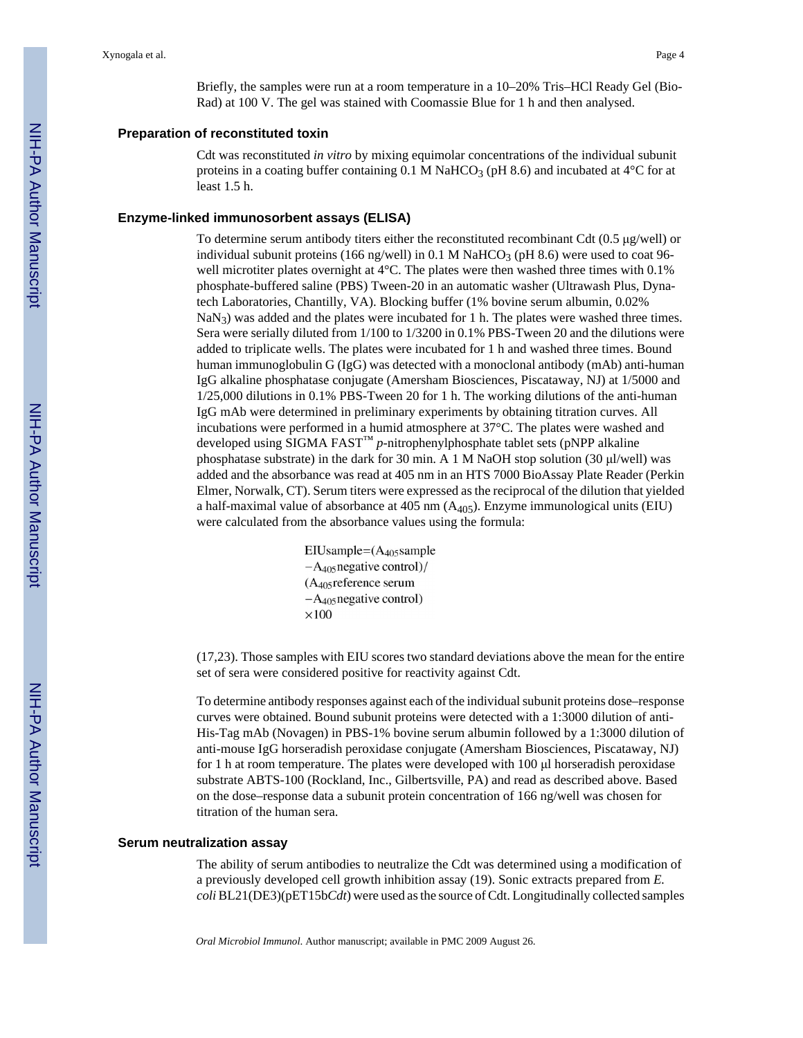Briefly, the samples were run at a room temperature in a 10–20% Tris–HCl Ready Gel (Bio-Rad) at 100 V. The gel was stained with Coomassie Blue for 1 h and then analysed.

### Preparation of reconstituted toxin

Cdt was reconstituted *in vitro* by mixing equimolar concentrations of the individual subunit proteins in a coating buffer containing 0.1 M $NaHCO_3$ (pH 8.6) and incubated at 4°C for at least 1.5 h.

### Enzyme-linked immunosorbent assays (ELISA)

To determine serum antibody titers either the reconstituted recombinant Cdt (0.5 μg/well) or individual subunit proteins (166 ng/well) in 0.1 M $NaHCO_3$ (pH 8.6) were used to coat 96-well microtiter plates overnight at 4°C. The plates were then washed three times with 0.1% phosphate-buffered saline (PBS) Tween-20 in an automatic washer (Ultrawash Plus, Dynatech Laboratories, Chantilly, VA). Blocking buffer (1% bovine serum albumin, 0.02% $NaN_3$) was added and the plates were incubated for 1 h. The plates were washed three times. Sera were serially diluted from 1/100 to 1/3200 in 0.1% PBS-Tween 20 and the dilutions were added to triplicate wells. The plates were incubated for 1 h and washed three times. Bound human immunoglobulin G (IgG) was detected with a monoclonal antibody (mAb) anti-human IgG alkaline phosphatase conjugate (Amersham Biosciences, Piscataway, NJ) at 1/5000 and 1/25,000 dilutions in 0.1% PBS-Tween 20 for 1 h. The working dilutions of the anti-human IgG mAb were determined in preliminary experiments by obtaining titration curves. All incubations were performed in a humid atmosphere at 37°C. The plates were washed and developed using SIGMA FAST™ *p*-nitrophenylphosphate tablet sets (pNPP alkaline phosphatase substrate) in the dark for 30 min. A 1 M NaOH stop solution (30 μl/well) was added and the absorbance was read at 405 nm in an HTS 7000 BioAssay Plate Reader (Perkin Elmer, Norwalk, CT). Serum titers were expressed as the reciprocal of the dilution that yielded a half-maximal value of absorbance at 405 nm ($A_{405}$). Enzyme immunological units (EIU) were calculated from the absorbance values using the formula:

$$\mathrm{EIUsample} = (A_{405}\mathrm{sample} - A_{405}\mathrm{negative\ control}) / (A_{405}\mathrm{reference\ serum} - A_{405}\mathrm{negative\ control}) \times 100$$

(17,23). Those samples with EIU scores two standard deviations above the mean for the entire set of sera were considered positive for reactivity against Cdt.

To determine antibody responses against each of the individual subunit proteins dose–response curves were obtained. Bound subunit proteins were detected with a 1:3000 dilution of anti-His-Tag mAb (Novagen) in PBS-1% bovine serum albumin followed by a 1:3000 dilution of anti-mouse IgG horseradish peroxidase conjugate (Amersham Biosciences, Piscataway, NJ) for 1 h at room temperature. The plates were developed with 100 μl horseradish peroxidase substrate ABTS-100 (Rockland, Inc., Gilbertsville, PA) and read as described above. Based on the dose–response data a subunit protein concentration of 166 ng/well was chosen for titration of the human sera.

### Serum neutralization assay

The ability of serum antibodies to neutralize the Cdt was determined using a modification of a previously developed cell growth inhibition assay (19). Sonic extracts prepared from *E. coli* BL21(DE3)(pET15b*Cdt*) were used as the source of Cdt. Longitudinally collected samples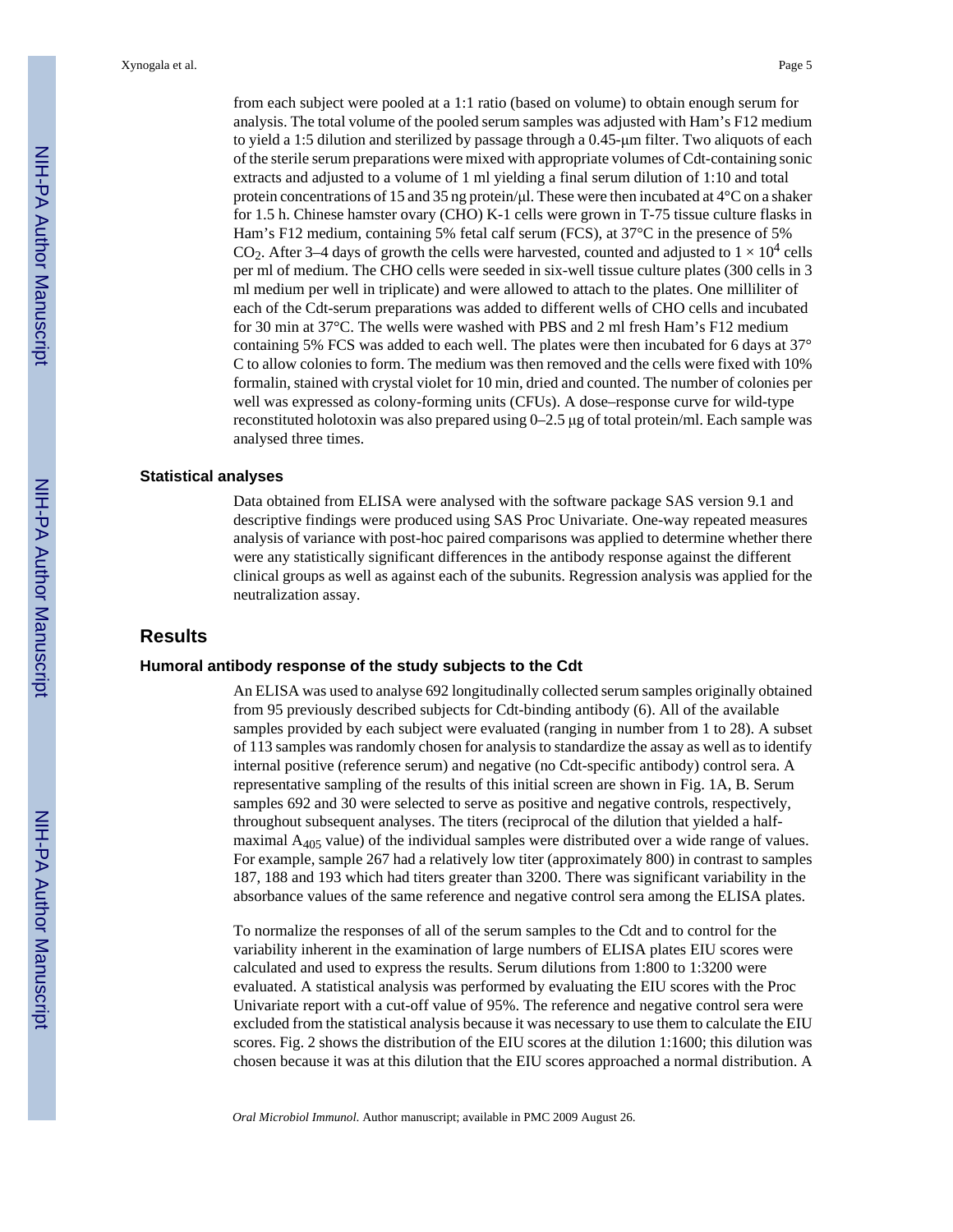from each subject were pooled at a 1:1 ratio (based on volume) to obtain enough serum for analysis. The total volume of the pooled serum samples was adjusted with Ham's F12 medium to yield a 1:5 dilution and sterilized by passage through a 0.45-μm filter. Two aliquots of each of the sterile serum preparations were mixed with appropriate volumes of Cdt-containing sonic extracts and adjusted to a volume of 1 ml yielding a final serum dilution of 1:10 and total protein concentrations of 15 and 35 ng protein/μl. These were then incubated at 4°C on a shaker for 1.5 h. Chinese hamster ovary (CHO) K-1 cells were grown in T-75 tissue culture flasks in Ham's F12 medium, containing 5% fetal calf serum (FCS), at 37°C in the presence of 5% $CO_2$. After 3–4 days of growth the cells were harvested, counted and adjusted to $1 \times 10^4$ cells per ml of medium. The CHO cells were seeded in six-well tissue culture plates (300 cells in 3 ml medium per well in triplicate) and were allowed to attach to the plates. One milliliter of each of the Cdt-serum preparations was added to different wells of CHO cells and incubated for 30 min at 37°C. The wells were washed with PBS and 2 ml fresh Ham's F12 medium containing 5% FCS was added to each well. The plates were then incubated for 6 days at 37° C to allow colonies to form. The medium was then removed and the cells were fixed with 10% formalin, stained with crystal violet for 10 min, dried and counted. The number of colonies per well was expressed as colony-forming units (CFUs). A dose–response curve for wild-type reconstituted holotoxin was also prepared using 0–2.5 μg of total protein/ml. Each sample was analysed three times.

### Statistical analyses

Data obtained from ELISA were analysed with the software package SAS version 9.1 and descriptive findings were produced using SAS Proc Univariate. One-way repeated measures analysis of variance with post-hoc paired comparisons was applied to determine whether there were any statistically significant differences in the antibody response against the different clinical groups as well as against each of the subunits. Regression analysis was applied for the neutralization assay.

## Results

### Humoral antibody response of the study subjects to the Cdt

An ELISA was used to analyse 692 longitudinally collected serum samples originally obtained from 95 previously described subjects for Cdt-binding antibody (6). All of the available samples provided by each subject were evaluated (ranging in number from 1 to 28). A subset of 113 samples was randomly chosen for analysis to standardize the assay as well as to identify internal positive (reference serum) and negative (no Cdt-specific antibody) control sera. A representative sampling of the results of this initial screen are shown in Fig. 1A, B. Serum samples 692 and 30 were selected to serve as positive and negative controls, respectively, throughout subsequent analyses. The titers (reciprocal of the dilution that yielded a half-maximal $A_{405}$ value) of the individual samples were distributed over a wide range of values. For example, sample 267 had a relatively low titer (approximately 800) in contrast to samples 187, 188 and 193 which had titers greater than 3200. There was significant variability in the absorbance values of the same reference and negative control sera among the ELISA plates.

To normalize the responses of all of the serum samples to the Cdt and to control for the variability inherent in the examination of large numbers of ELISA plates EIU scores were calculated and used to express the results. Serum dilutions from 1:800 to 1:3200 were evaluated. A statistical analysis was performed by evaluating the EIU scores with the Proc Univariate report with a cut-off value of 95%. The reference and negative control sera were excluded from the statistical analysis because it was necessary to use them to calculate the EIU scores. Fig. 2 shows the distribution of the EIU scores at the dilution 1:1600; this dilution was chosen because it was at this dilution that the EIU scores approached a normal distribution. A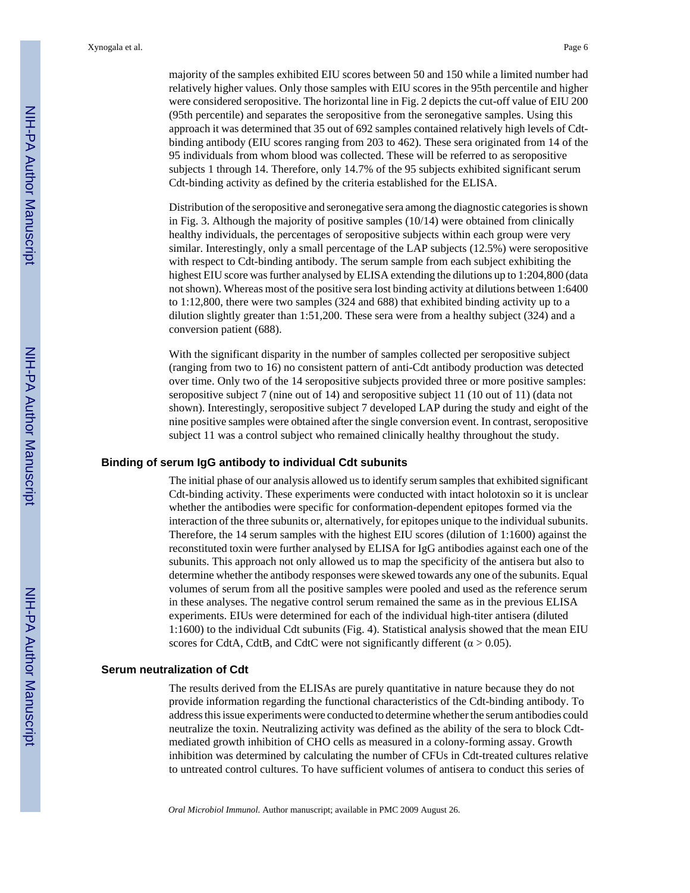majority of the samples exhibited EIU scores between 50 and 150 while a limited number had relatively higher values. Only those samples with EIU scores in the 95th percentile and higher were considered seropositive. The horizontal line in Fig. 2 depicts the cut-off value of EIU 200 (95th percentile) and separates the seropositive from the seronegative samples. Using this approach it was determined that 35 out of 692 samples contained relatively high levels of Cdt-binding antibody (EIU scores ranging from 203 to 462). These sera originated from 14 of the 95 individuals from whom blood was collected. These will be referred to as seropositive subjects 1 through 14. Therefore, only 14.7% of the 95 subjects exhibited significant serum Cdt-binding activity as defined by the criteria established for the ELISA.

Distribution of the seropositive and seronegative sera among the diagnostic categories is shown in Fig. 3. Although the majority of positive samples (10/14) were obtained from clinically healthy individuals, the percentages of seropositive subjects within each group were very similar. Interestingly, only a small percentage of the LAP subjects (12.5%) were seropositive with respect to Cdt-binding antibody. The serum sample from each subject exhibiting the highest EIU score was further analysed by ELISA extending the dilutions up to 1:204,800 (data not shown). Whereas most of the positive sera lost binding activity at dilutions between 1:6400 to 1:12,800, there were two samples (324 and 688) that exhibited binding activity up to a dilution slightly greater than 1:51,200. These sera were from a healthy subject (324) and a conversion patient (688).

With the significant disparity in the number of samples collected per seropositive subject (ranging from two to 16) no consistent pattern of anti-Cdt antibody production was detected over time. Only two of the 14 seropositive subjects provided three or more positive samples: seropositive subject 7 (nine out of 14) and seropositive subject 11 (10 out of 11) (data not shown). Interestingly, seropositive subject 7 developed LAP during the study and eight of the nine positive samples were obtained after the single conversion event. In contrast, seropositive subject 11 was a control subject who remained clinically healthy throughout the study.

### Binding of serum IgG antibody to individual Cdt subunits

The initial phase of our analysis allowed us to identify serum samples that exhibited significant Cdt-binding activity. These experiments were conducted with intact holotoxin so it is unclear whether the antibodies were specific for conformation-dependent epitopes formed via the interaction of the three subunits or, alternatively, for epitopes unique to the individual subunits. Therefore, the 14 serum samples with the highest EIU scores (dilution of 1:1600) against the reconstituted toxin were further analysed by ELISA for IgG antibodies against each one of the subunits. This approach not only allowed us to map the specificity of the antisera but also to determine whether the antibody responses were skewed towards any one of the subunits. Equal volumes of serum from all the positive samples were pooled and used as the reference serum in these analyses. The negative control serum remained the same as in the previous ELISA experiments. EIUs were determined for each of the individual high-titer antisera (diluted 1:1600) to the individual Cdt subunits (Fig. 4). Statistical analysis showed that the mean EIU scores for CdtA, CdtB, and CdtC were not significantly different ($\alpha > 0.05$).

### Serum neutralization of Cdt

The results derived from the ELISAs are purely quantitative in nature because they do not provide information regarding the functional characteristics of the Cdt-binding antibody. To address this issue experiments were conducted to determine whether the serum antibodies could neutralize the toxin. Neutralizing activity was defined as the ability of the sera to block Cdt-mediated growth inhibition of CHO cells as measured in a colony-forming assay. Growth inhibition was determined by calculating the number of CFUs in Cdt-treated cultures relative to untreated control cultures. To have sufficient volumes of antisera to conduct this series of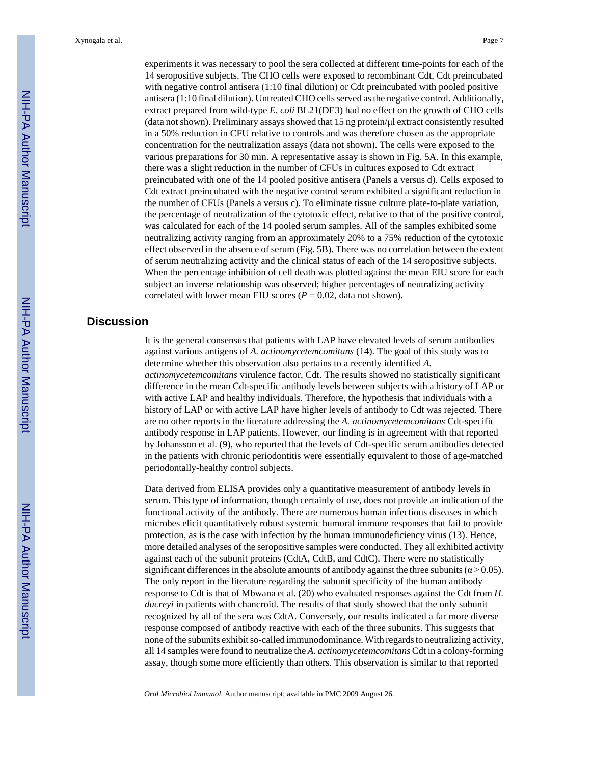experiments it was necessary to pool the sera collected at different time-points for each of the 14 seropositive subjects. The CHO cells were exposed to recombinant Cdt, Cdt preincubated with negative control antisera (1:10 final dilution) or Cdt preincubated with pooled positive antisera (1:10 final dilution). Untreated CHO cells served as the negative control. Additionally, extract prepared from wild-type *E. coli* BL21(DE3) had no effect on the growth of CHO cells (data not shown). Preliminary assays showed that 15 ng protein/μl extract consistently resulted in a 50% reduction in CFU relative to controls and was therefore chosen as the appropriate concentration for the neutralization assays (data not shown). The cells were exposed to the various preparations for 30 min. A representative assay is shown in Fig. 5A. In this example, there was a slight reduction in the number of CFUs in cultures exposed to Cdt extract preincubated with one of the 14 pooled positive antisera (Panels a versus d). Cells exposed to Cdt extract preincubated with the negative control serum exhibited a significant reduction in the number of CFUs (Panels a versus c). To eliminate tissue culture plate-to-plate variation, the percentage of neutralization of the cytotoxic effect, relative to that of the positive control, was calculated for each of the 14 pooled serum samples. All of the samples exhibited some neutralizing activity ranging from an approximately 20% to a 75% reduction of the cytotoxic effect observed in the absence of serum (Fig. 5B). There was no correlation between the extent of serum neutralizing activity and the clinical status of each of the 14 seropositive subjects. When the percentage inhibition of cell death was plotted against the mean EIU score for each subject an inverse relationship was observed; higher percentages of neutralizing activity correlated with lower mean EIU scores ($P = 0.02$, data not shown).

## Discussion

It is the general consensus that patients with LAP have elevated levels of serum antibodies against various antigens of *A. actinomycetemcomitans* (14). The goal of this study was to determine whether this observation also pertains to a recently identified *A. actinomycetemcomitans* virulence factor, Cdt. The results showed no statistically significant difference in the mean Cdt-specific antibody levels between subjects with a history of LAP or with active LAP and healthy individuals. Therefore, the hypothesis that individuals with a history of LAP or with active LAP have higher levels of antibody to Cdt was rejected. There are no other reports in the literature addressing the *A. actinomycetemcomitans* Cdt-specific antibody response in LAP patients. However, our finding is in agreement with that reported by Johansson et al. (9), who reported that the levels of Cdt-specific serum antibodies detected in the patients with chronic periodontitis were essentially equivalent to those of age-matched periodontally-healthy control subjects.

Data derived from ELISA provides only a quantitative measurement of antibody levels in serum. This type of information, though certainly of use, does not provide an indication of the functional activity of the antibody. There are numerous human infectious diseases in which microbes elicit quantitatively robust systemic humoral immune responses that fail to provide protection, as is the case with infection by the human immunodeficiency virus (13). Hence, more detailed analyses of the seropositive samples were conducted. They all exhibited activity against each of the subunit proteins (CdtA, CdtB, and CdtC). There were no statistically significant differences in the absolute amounts of antibody against the three subunits ($\alpha > 0.05$). The only report in the literature regarding the subunit specificity of the human antibody response to Cdt is that of Mbwana et al. (20) who evaluated responses against the Cdt from *H. ducreyi* in patients with chancroid. The results of that study showed that the only subunit recognized by all of the sera was CdtA. Conversely, our results indicated a far more diverse response composed of antibody reactive with each of the three subunits. This suggests that none of the subunits exhibit so-called immunodominance. With regards to neutralizing activity, all 14 samples were found to neutralize the *A. actinomycetemcomitans* Cdt in a colony-forming assay, though some more efficiently than others. This observation is similar to that reported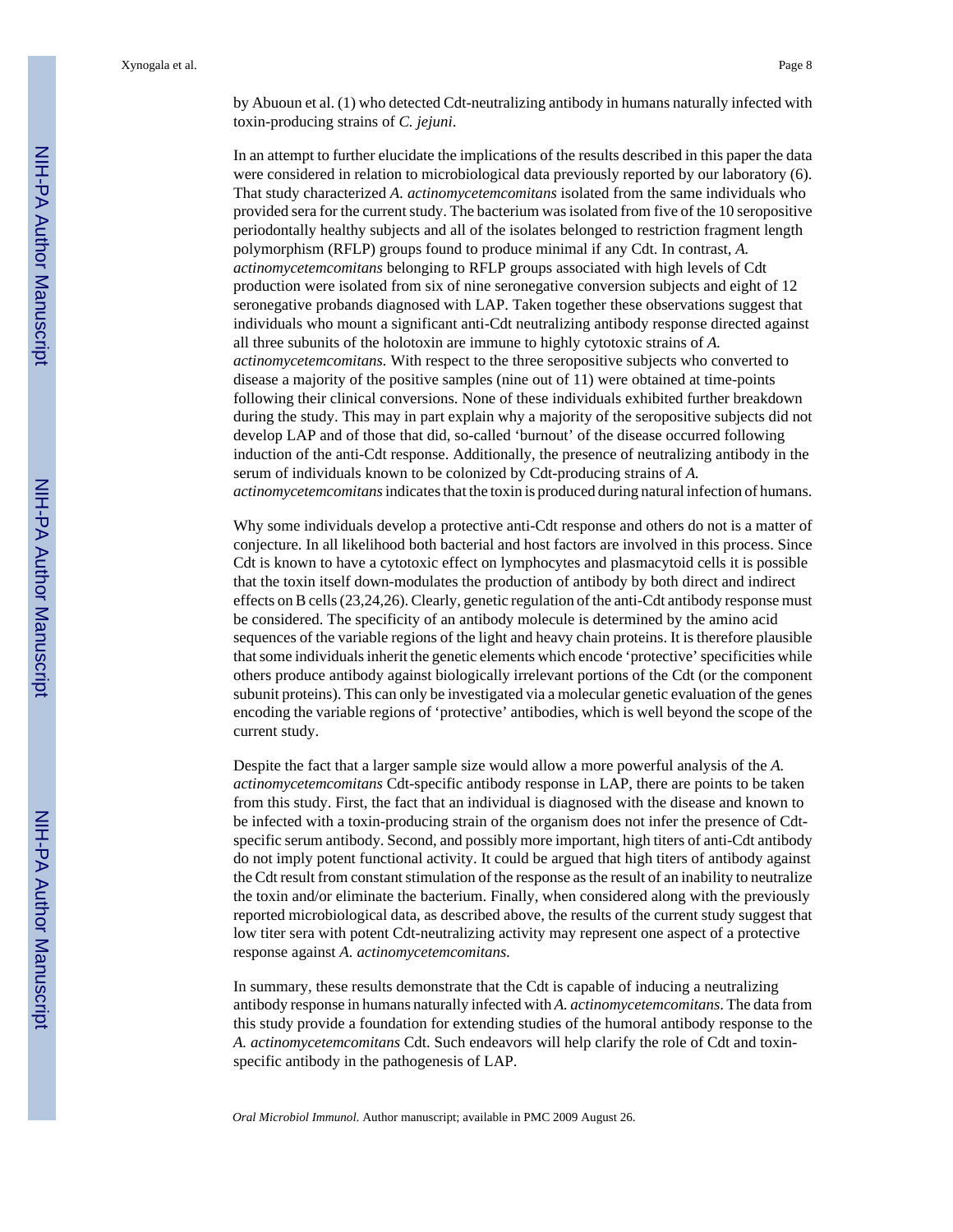by Abuoun et al. (1) who detected Cdt-neutralizing antibody in humans naturally infected with toxin-producing strains of *C. jejuni*.

In an attempt to further elucidate the implications of the results described in this paper the data were considered in relation to microbiological data previously reported by our laboratory (6). That study characterized *A. actinomycetemcomitans* isolated from the same individuals who provided sera for the current study. The bacterium was isolated from five of the 10 seropositive periodontally healthy subjects and all of the isolates belonged to restriction fragment length polymorphism (RFLP) groups found to produce minimal if any Cdt. In contrast, *A. actinomycetemcomitans* belonging to RFLP groups associated with high levels of Cdt production were isolated from six of nine seronegative conversion subjects and eight of 12 seronegative probands diagnosed with LAP. Taken together these observations suggest that individuals who mount a significant anti-Cdt neutralizing antibody response directed against all three subunits of the holotoxin are immune to highly cytotoxic strains of *A. actinomycetemcomitans.* With respect to the three seropositive subjects who converted to disease a majority of the positive samples (nine out of 11) were obtained at time-points following their clinical conversions. None of these individuals exhibited further breakdown during the study. This may in part explain why a majority of the seropositive subjects did not develop LAP and of those that did, so-called 'burnout' of the disease occurred following induction of the anti-Cdt response. Additionally, the presence of neutralizing antibody in the serum of individuals known to be colonized by Cdt-producing strains of *A. actinomycetemcomitans* indicates that the toxin is produced during natural infection of humans.

Why some individuals develop a protective anti-Cdt response and others do not is a matter of conjecture. In all likelihood both bacterial and host factors are involved in this process. Since Cdt is known to have a cytotoxic effect on lymphocytes and plasmacytoid cells it is possible that the toxin itself down-modulates the production of antibody by both direct and indirect effects on B cells (23,24,26). Clearly, genetic regulation of the anti-Cdt antibody response must be considered. The specificity of an antibody molecule is determined by the amino acid sequences of the variable regions of the light and heavy chain proteins. It is therefore plausible that some individuals inherit the genetic elements which encode 'protective' specificities while others produce antibody against biologically irrelevant portions of the Cdt (or the component subunit proteins). This can only be investigated via a molecular genetic evaluation of the genes encoding the variable regions of 'protective' antibodies, which is well beyond the scope of the current study.

Despite the fact that a larger sample size would allow a more powerful analysis of the *A. actinomycetemcomitans* Cdt-specific antibody response in LAP, there are points to be taken from this study. First, the fact that an individual is diagnosed with the disease and known to be infected with a toxin-producing strain of the organism does not infer the presence of Cdt-specific serum antibody. Second, and possibly more important, high titers of anti-Cdt antibody do not imply potent functional activity. It could be argued that high titers of antibody against the Cdt result from constant stimulation of the response as the result of an inability to neutralize the toxin and/or eliminate the bacterium. Finally, when considered along with the previously reported microbiological data, as described above, the results of the current study suggest that low titer sera with potent Cdt-neutralizing activity may represent one aspect of a protective response against *A. actinomycetemcomitans.*

In summary, these results demonstrate that the Cdt is capable of inducing a neutralizing antibody response in humans naturally infected with *A. actinomycetemcomitans*. The data from this study provide a foundation for extending studies of the humoral antibody response to the *A. actinomycetemcomitans* Cdt. Such endeavors will help clarify the role of Cdt and toxin-specific antibody in the pathogenesis of LAP.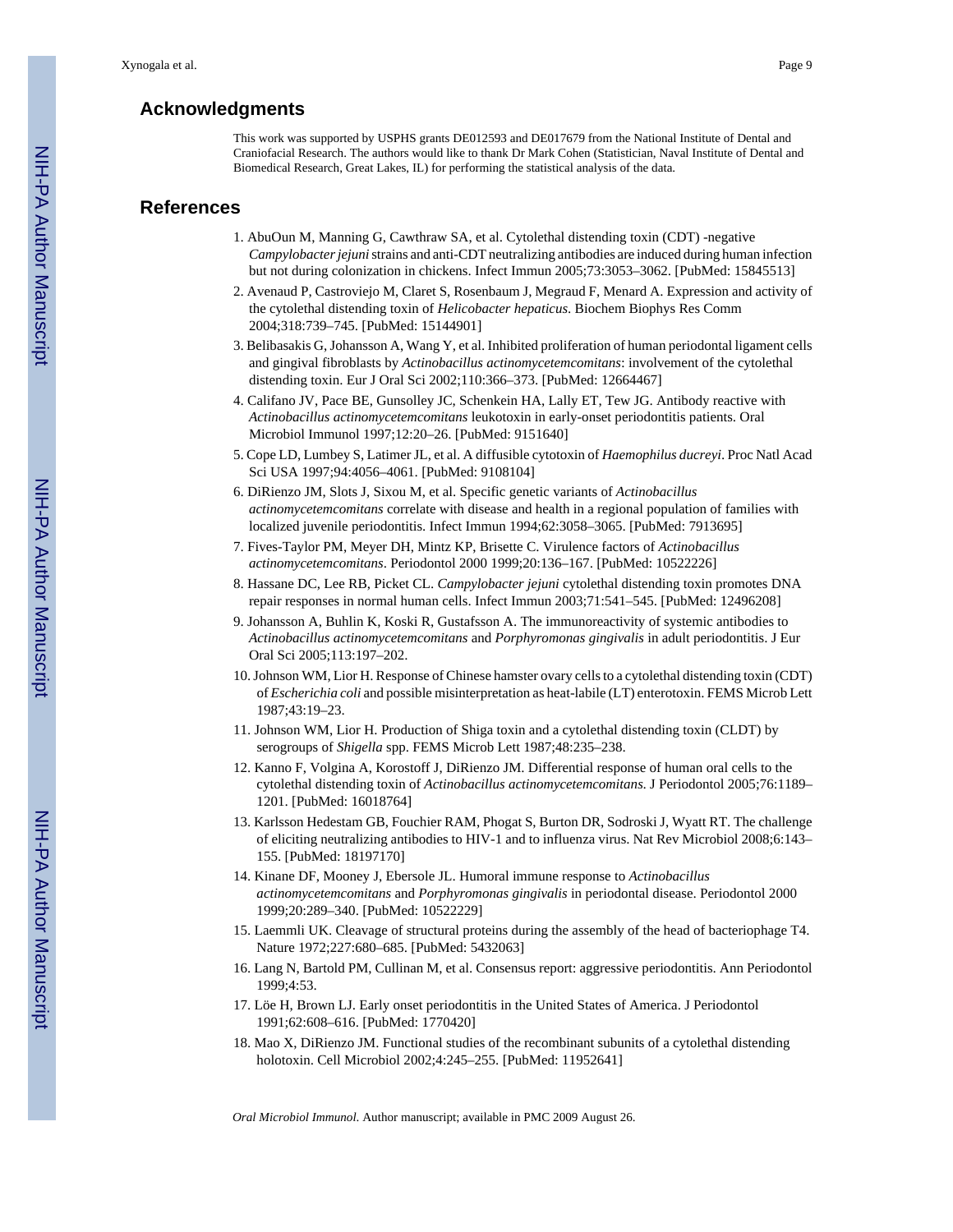## Acknowledgments

This work was supported by USPHS grants DE012593 and DE017679 from the National Institute of Dental and Craniofacial Research. The authors would like to thank Dr Mark Cohen (Statistician, Naval Institute of Dental and Biomedical Research, Great Lakes, IL) for performing the statistical analysis of the data.

## References

1. AbuOun M, Manning G, Cawthraw SA, et al. Cytolethal distending toxin (CDT) -negative *Campylobacter jejuni* strains and anti-CDT neutralizing antibodies are induced during human infection but not during colonization in chickens. Infect Immun 2005;73:3053–3062. [PubMed: 15845513]
2. Avenaud P, Castroviejo M, Claret S, Rosenbaum J, Megraud F, Menard A. Expression and activity of the cytolethal distending toxin of *Helicobacter hepaticus*. Biochem Biophys Res Comm 2004;318:739–745. [PubMed: 15144901]
3. Belibasakis G, Johansson A, Wang Y, et al. Inhibited proliferation of human periodontal ligament cells and gingival fibroblasts by *Actinobacillus actinomycetemcomitans*: involvement of the cytolethal distending toxin. Eur J Oral Sci 2002;110:366–373. [PubMed: 12664467]
4. Califano JV, Pace BE, Gunsolley JC, Schenkein HA, Lally ET, Tew JG. Antibody reactive with *Actinobacillus actinomycetemcomitans* leukotoxin in early-onset periodontitis patients. Oral Microbiol Immunol 1997;12:20–26. [PubMed: 9151640]
5. Cope LD, Lumbey S, Latimer JL, et al. A diffusible cytotoxin of *Haemophilus ducreyi*. Proc Natl Acad Sci USA 1997;94:4056–4061. [PubMed: 9108104]
6. DiRienzo JM, Slots J, Sixou M, et al. Specific genetic variants of *Actinobacillus actinomycetemcomitans* correlate with disease and health in a regional population of families with localized juvenile periodontitis. Infect Immun 1994;62:3058–3065. [PubMed: 7913695]
7. Fives-Taylor PM, Meyer DH, Mintz KP, Brisette C. Virulence factors of *Actinobacillus actinomycetemcomitans*. Periodontol 2000 1999;20:136–167. [PubMed: 10522226]
8. Hassane DC, Lee RB, Picket CL. *Campylobacter jejuni* cytolethal distending toxin promotes DNA repair responses in normal human cells. Infect Immun 2003;71:541–545. [PubMed: 12496208]
9. Johansson A, Buhlin K, Koski R, Gustafsson A. The immunoreactivity of systemic antibodies to *Actinobacillus actinomycetemcomitans* and *Porphyromonas gingivalis* in adult periodontitis. J Eur Oral Sci 2005;113:197–202.
10. Johnson WM, Lior H. Response of Chinese hamster ovary cells to a cytolethal distending toxin (CDT) of *Escherichia coli* and possible misinterpretation as heat-labile (LT) enterotoxin. FEMS Microb Lett 1987;43:19–23.
11. Johnson WM, Lior H. Production of Shiga toxin and a cytolethal distending toxin (CLDT) by serogroups of *Shigella* spp. FEMS Microb Lett 1987;48:235–238.
12. Kanno F, Volgina A, Korostoff J, DiRienzo JM. Differential response of human oral cells to the cytolethal distending toxin of *Actinobacillus actinomycetemcomitans*. J Periodontol 2005;76:1189–1201. [PubMed: 16018764]
13. Karlsson Hedestam GB, Fouchier RAM, Phogat S, Burton DR, Sodroski J, Wyatt RT. The challenge of eliciting neutralizing antibodies to HIV-1 and to influenza virus. Nat Rev Microbiol 2008;6:143–155. [PubMed: 18197170]
14. Kinane DF, Mooney J, Ebersole JL. Humoral immune response to *Actinobacillus actinomycetemcomitans* and *Porphyromonas gingivalis* in periodontal disease. Periodontol 2000 1999;20:289–340. [PubMed: 10522229]
15. Laemmli UK. Cleavage of structural proteins during the assembly of the head of bacteriophage T4. Nature 1972;227:680–685. [PubMed: 5432063]
16. Lang N, Bartold PM, Cullinan M, et al. Consensus report: aggressive periodontitis. Ann Periodontol 1999;4:53.
17. Löe H, Brown LJ. Early onset periodontitis in the United States of America. J Periodontol 1991;62:608–616. [PubMed: 1770420]
18. Mao X, DiRienzo JM. Functional studies of the recombinant subunits of a cytolethal distending holotoxin. Cell Microbiol 2002;4:245–255. [PubMed: 11952641]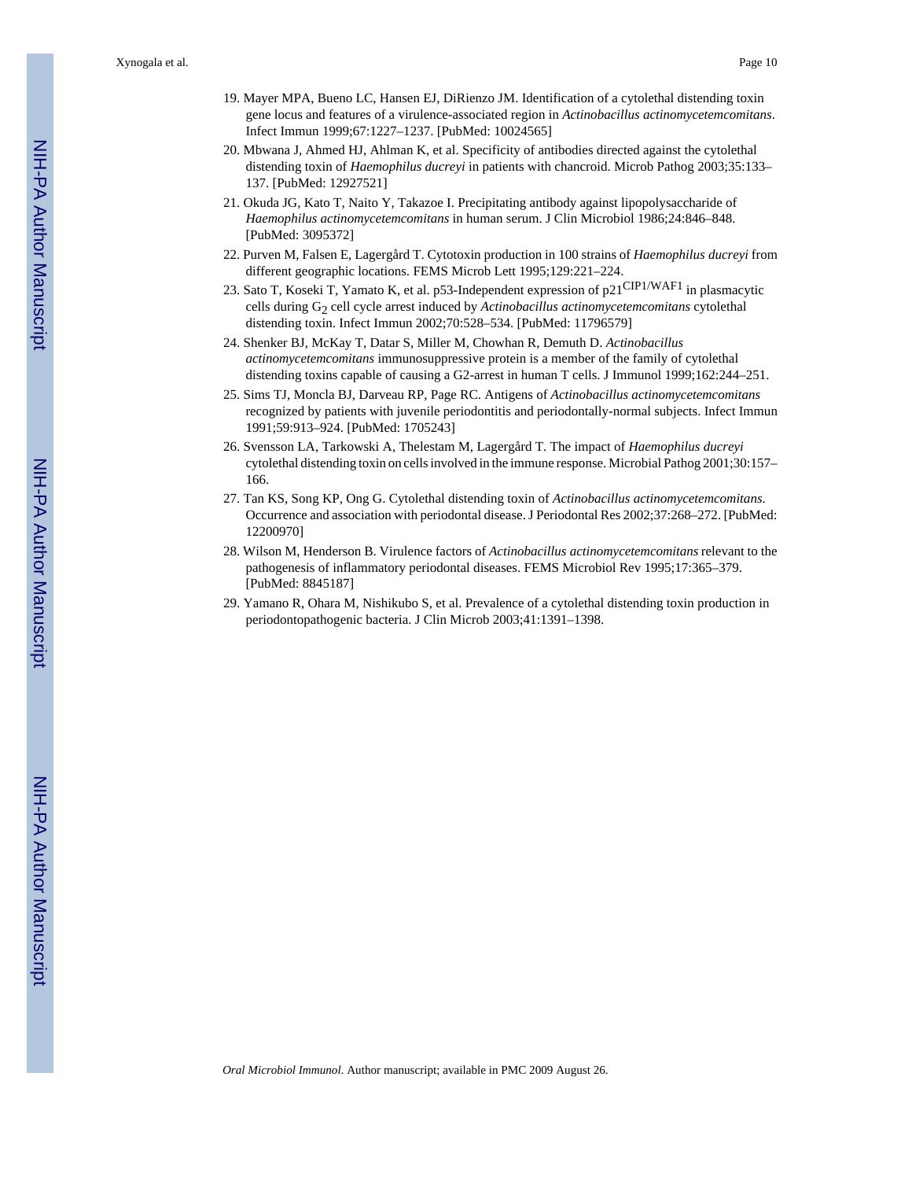19. Mayer MPA, Bueno LC, Hansen EJ, DiRienzo JM. Identification of a cytolethal distending toxin gene locus and features of a virulence-associated region in *Actinobacillus actinomycetemcomitans*. Infect Immun 1999;67:1227–1237. [PubMed: 10024565]
20. Mbwana J, Ahmed HJ, Ahlman K, et al. Specificity of antibodies directed against the cytolethal distending toxin of *Haemophilus ducreyi* in patients with chancroid. Microb Pathog 2003;35:133–137. [PubMed: 12927521]
21. Okuda JG, Kato T, Naito Y, Takazoe I. Precipitating antibody against lipopolysaccharide of *Haemophilus actinomycetemcomitans* in human serum. J Clin Microbiol 1986;24:846–848. [PubMed: 3095372]
22. Purven M, Falsen E, Lagergård T. Cytotoxin production in 100 strains of *Haemophilus ducreyi* from different geographic locations. FEMS Microb Lett 1995;129:221–224.
23. Sato T, Koseki T, Yamato K, et al. p53-Independent expression of $p21^{CIP1/WAF1}$ in plasmacytic cells during $G_2$ cell cycle arrest induced by *Actinobacillus actinomycetemcomitans* cytolethal distending toxin. Infect Immun 2002;70:528–534. [PubMed: 11796579]
24. Shenker BJ, McKay T, Datar S, Miller M, Chowhan R, Demuth D. *Actinobacillus actinomycetemcomitans* immunosuppressive protein is a member of the family of cytolethal distending toxins capable of causing a G2-arrest in human T cells. J Immunol 1999;162:244–251.
25. Sims TJ, Moncla BJ, Darveau RP, Page RC. Antigens of *Actinobacillus actinomycetemcomitans* recognized by patients with juvenile periodontitis and periodontally-normal subjects. Infect Immun 1991;59:913–924. [PubMed: 1705243]
26. Svensson LA, Tarkowski A, Thelestam M, Lagergård T. The impact of *Haemophilus ducreyi* cytolethal distending toxin on cells involved in the immune response. Microbial Pathog 2001;30:157–166.
27. Tan KS, Song KP, Ong G. Cytolethal distending toxin of *Actinobacillus actinomycetemcomitans*. Occurrence and association with periodontal disease. J Periodontal Res 2002;37:268–272. [PubMed: 12200970]
28. Wilson M, Henderson B. Virulence factors of *Actinobacillus actinomycetemcomitans* relevant to the pathogenesis of inflammatory periodontal diseases. FEMS Microbiol Rev 1995;17:365–379. [PubMed: 8845187]
29. Yamano R, Ohara M, Nishikubo S, et al. Prevalence of a cytolethal distending toxin production in periodontopathogenic bacteria. J Clin Microb 2003;41:1391–1398.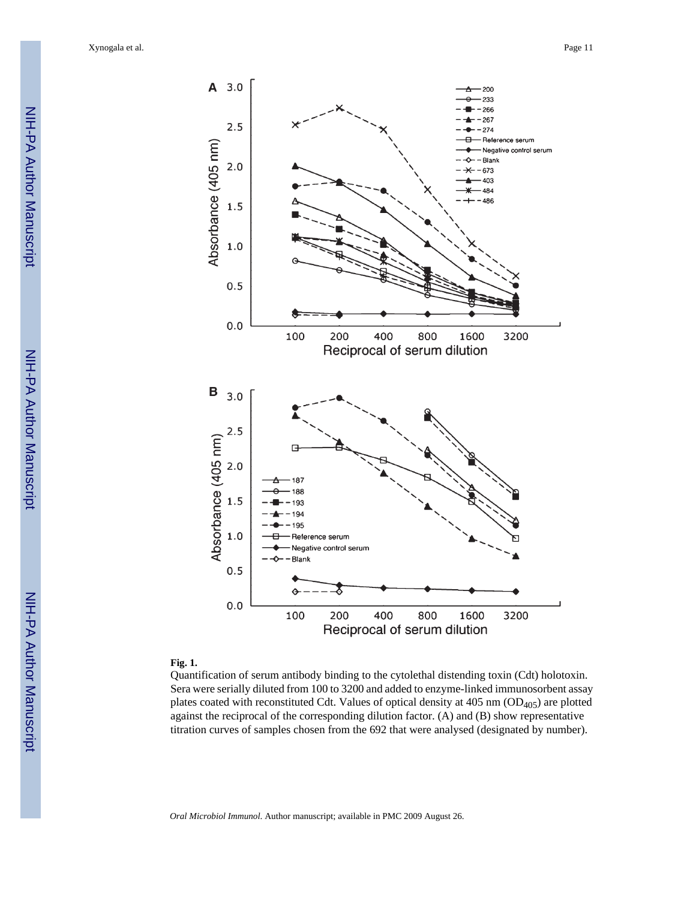**Fig. 1.**

Quantification of serum antibody binding to the cytolethal distending toxin (Cdt) holotoxin. Sera were serially diluted from 100 to 3200 and added to enzyme-linked immunosorbent assay plates coated with reconstituted Cdt. Values of optical density at 405 nm ($OD_{405}$) are plotted against the reciprocal of the corresponding dilution factor. (A) and (B) show representative titration curves of samples chosen from the 692 that were analysed (designated by number).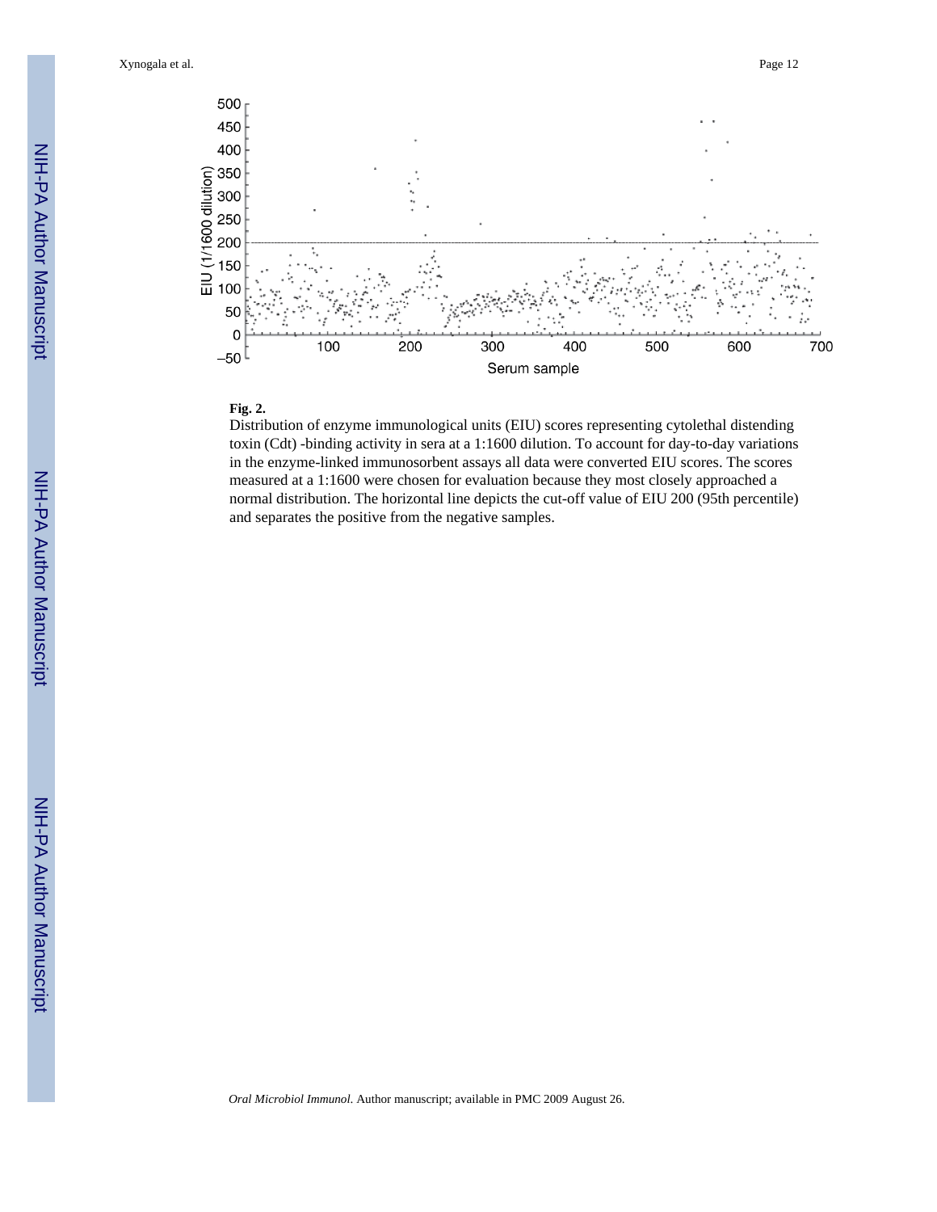**Fig. 2.**

Distribution of enzyme immunological units (EIU) scores representing cytolethal distending toxin (Cdt) -binding activity in sera at a 1:1600 dilution. To account for day-to-day variations in the enzyme-linked immunosorbent assays all data were converted EIU scores. The scores measured at a 1:1600 were chosen for evaluation because they most closely approached a normal distribution. The horizontal line depicts the cut-off value of EIU 200 (95th percentile) and separates the positive from the negative samples.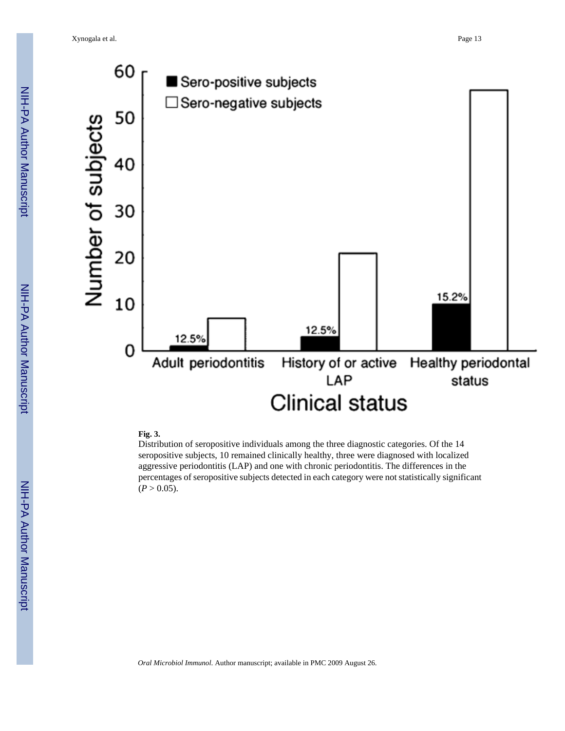**Fig. 3.**

Distribution of seropositive individuals among the three diagnostic categories. Of the 14 seropositive subjects, 10 remained clinically healthy, three were diagnosed with localized aggressive periodontitis (LAP) and one with chronic periodontitis. The differences in the percentages of seropositive subjects detected in each category were not statistically significant ($P > 0.05$).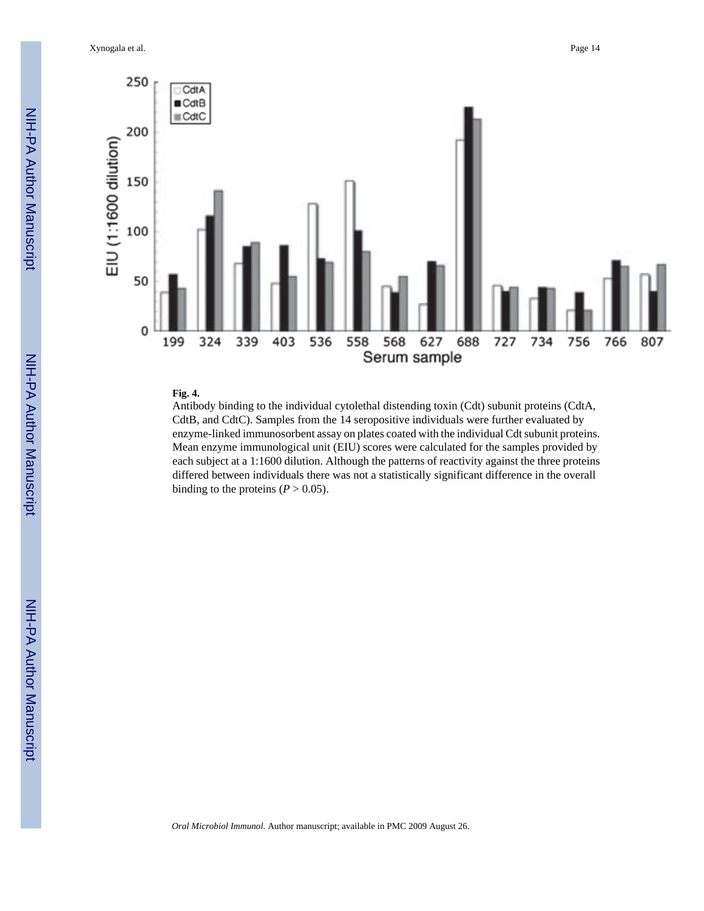**Fig. 4.**

Antibody binding to the individual cytolethal distending toxin (Cdt) subunit proteins (CdtA, CdtB, and CdtC). Samples from the 14 seropositive individuals were further evaluated by enzyme-linked immunosorbent assay on plates coated with the individual Cdt subunit proteins. Mean enzyme immunological unit (EIU) scores were calculated for the samples provided by each subject at a 1:1600 dilution. Although the patterns of reactivity against the three proteins differed between individuals there was not a statistically significant difference in the overall binding to the proteins ($P > 0.05$).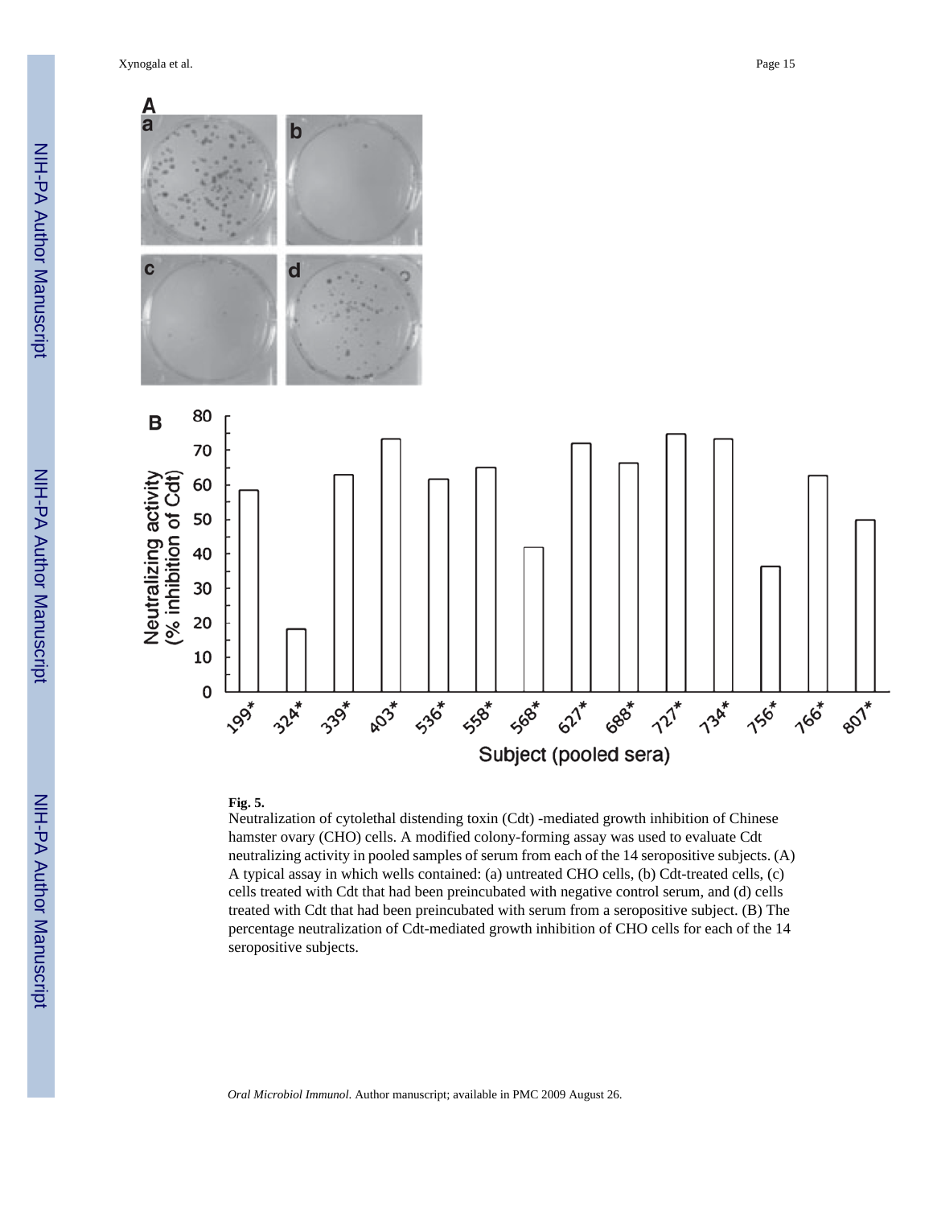A

a

b

c

d

B

80

70

60

50

40

30

20

10

0

Neutralizing activity
(% inhibition of Cdt)

199* 324* 339* 403* 536* 558* 568* 627* 688* 727* 734* 756* 766* 807*

Subject (pooled sera)

**Fig. 5.**

Neutralization of cytolethal distending toxin (Cdt) -mediated growth inhibition of Chinese hamster ovary (CHO) cells. A modified colony-forming assay was used to evaluate Cdt neutralizing activity in pooled samples of serum from each of the 14 seropositive subjects. (A) A typical assay in which wells contained: (a) untreated CHO cells, (b) Cdt-treated cells, (c) cells treated with Cdt that had been preincubated with negative control serum, and (d) cells treated with Cdt that had been preincubated with serum from a seropositive subject. (B) The percentage neutralization of Cdt-mediated growth inhibition of CHO cells for each of the 14 seropositive subjects.